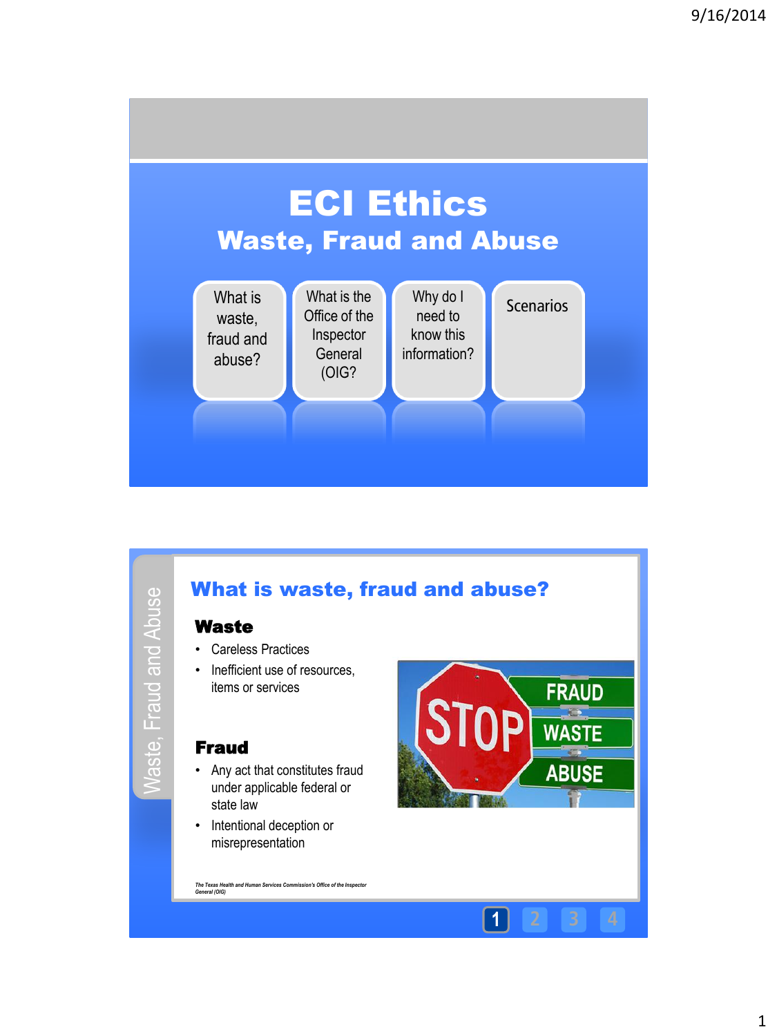# ECI Ethics

## Waste, Fraud and Abuse

- What is waste, fraud and abuse?
- What is the Office of the Inspector General (OIG?
- Why do I need to know this information?
- Scenarios

---

Waste, Fraud and Abuse

## What is waste, fraud and abuse?

### Waste

- Careless Practices
- Inefficient use of resources, items or services

### Fraud

- Any act that constitutes fraud under applicable federal or state law
- Intentional deception or misrepresentation

*The Texas Health and Human Services Commission's Office of the Inspector General (OIG)*

1 2 3 4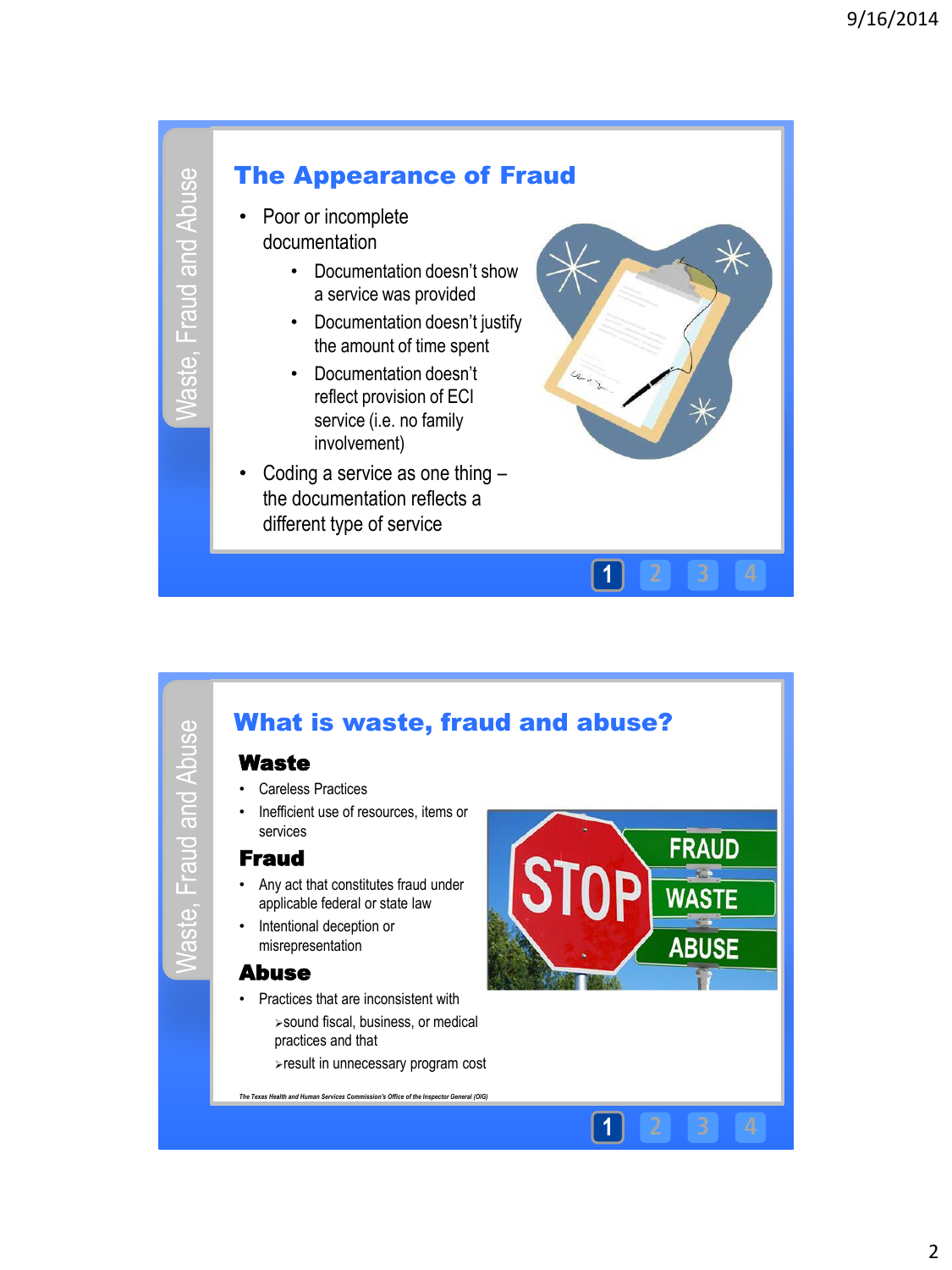## The Appearance of Fraud

- Poor or incomplete documentation
  - Documentation doesn't show a service was provided
  - Documentation doesn't justify the amount of time spent
  - Documentation doesn't reflect provision of ECI service (i.e. no family involvement)
- Coding a service as one thing – the documentation reflects a different type of service

## What is waste, fraud and abuse?

### Waste

- Careless Practices
- Inefficient use of resources, items or services

### Fraud

- Any act that constitutes fraud under applicable federal or state law
- Intentional deception or misrepresentation

### Abuse

- Practices that are inconsistent with
  - sound fiscal, business, or medical practices and that
  - result in unnecessary program cost

*The Texas Health and Human Services Commission's Office of the Inspector General (OIG)*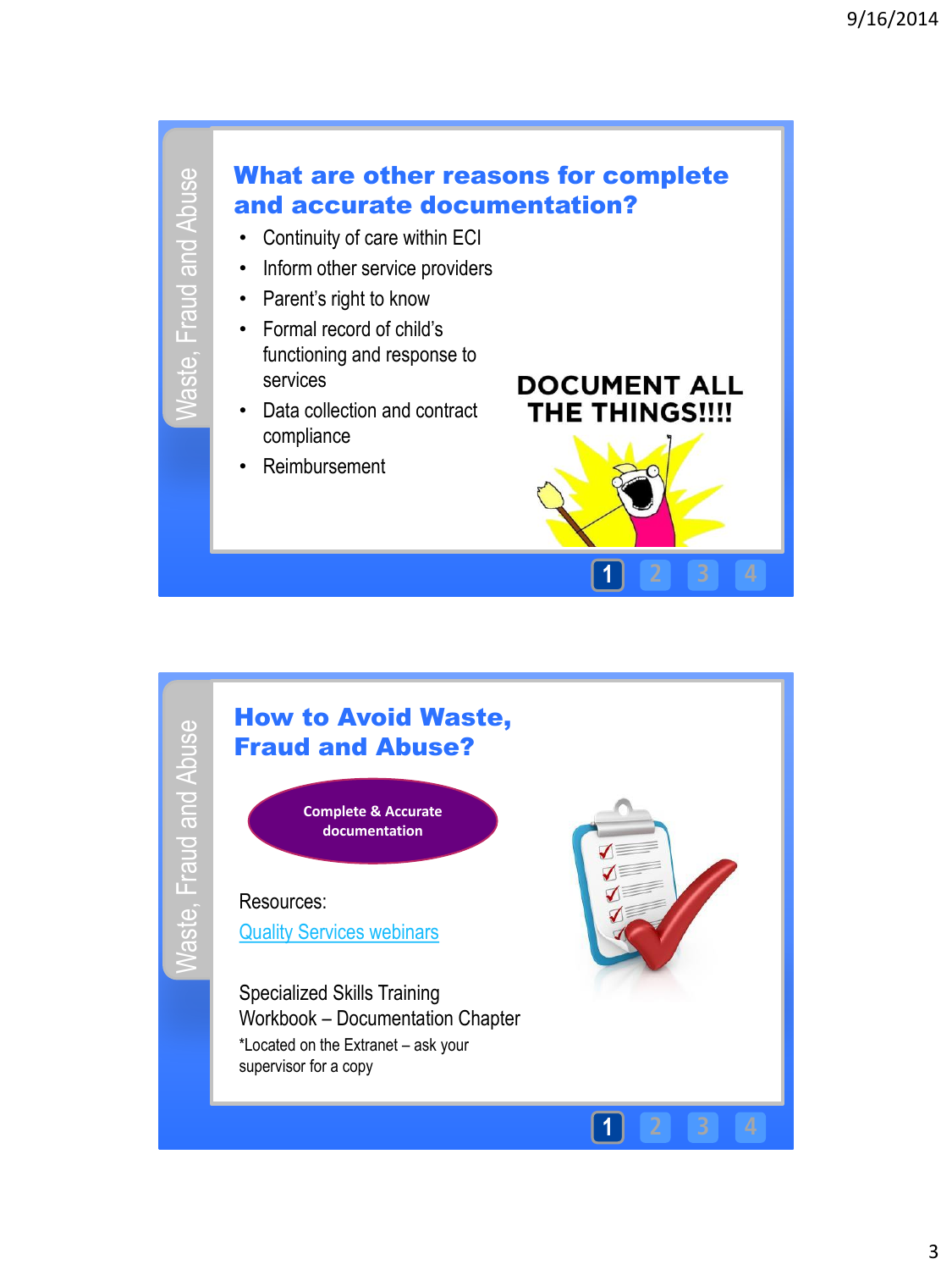## What are other reasons for complete and accurate documentation?

- Continuity of care within ECI
- Inform other service providers
- Parent's right to know
- Formal record of child's functioning and response to services
- Data collection and contract compliance
- Reimbursement

DOCUMENT ALL THE THINGS!!!!

## How to Avoid Waste, Fraud and Abuse?

Complete & Accurate documentation

Resources:

Quality Services webinars

Specialized Skills Training Workbook – Documentation Chapter

*Located on the Extranet – ask your supervisor for a copy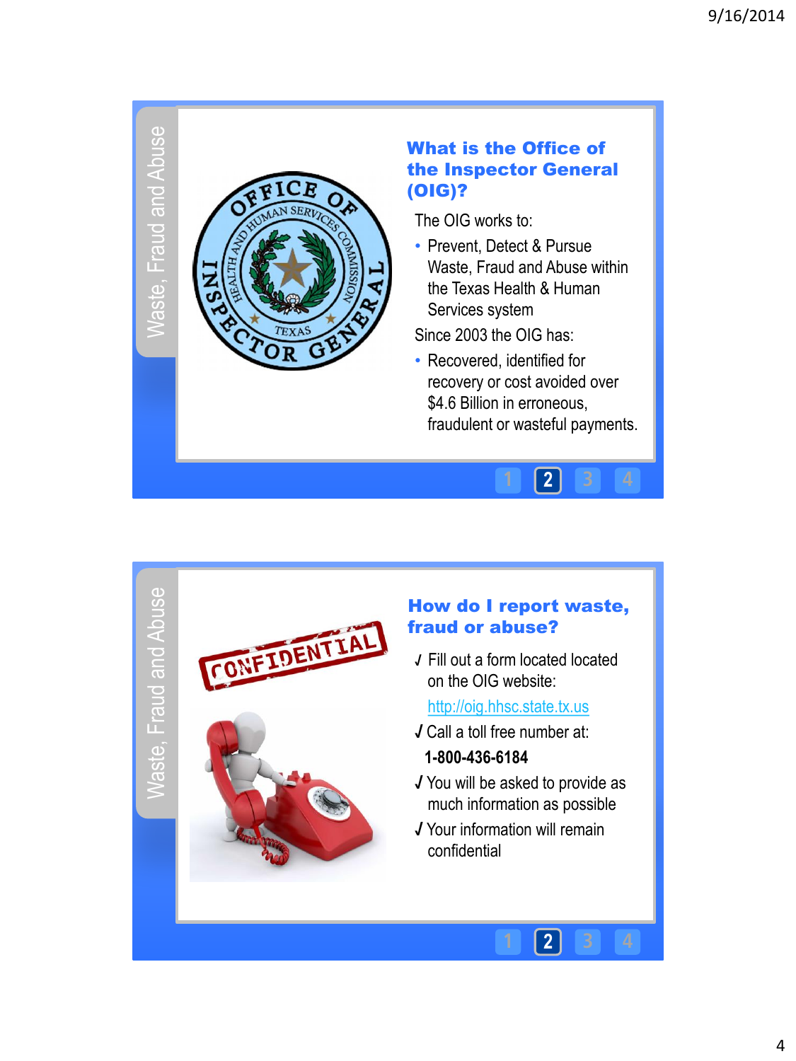## What is the Office of the Inspector General (OIG)?

The OIG works to:

- Prevent, Detect & Pursue Waste, Fraud and Abuse within the Texas Health & Human Services system

Since 2003 the OIG has:

- Recovered, identified for recovery or cost avoided over $4.6 Billion in erroneous, fraudulent or wasteful payments.

## How do I report waste, fraud or abuse?

√ Fill out a form located located on the OIG website:

http://oig.hhsc.state.tx.us

√ Call a toll free number at:

**1-800-436-6184**

√ You will be asked to provide as much information as possible

√ Your information will remain confidential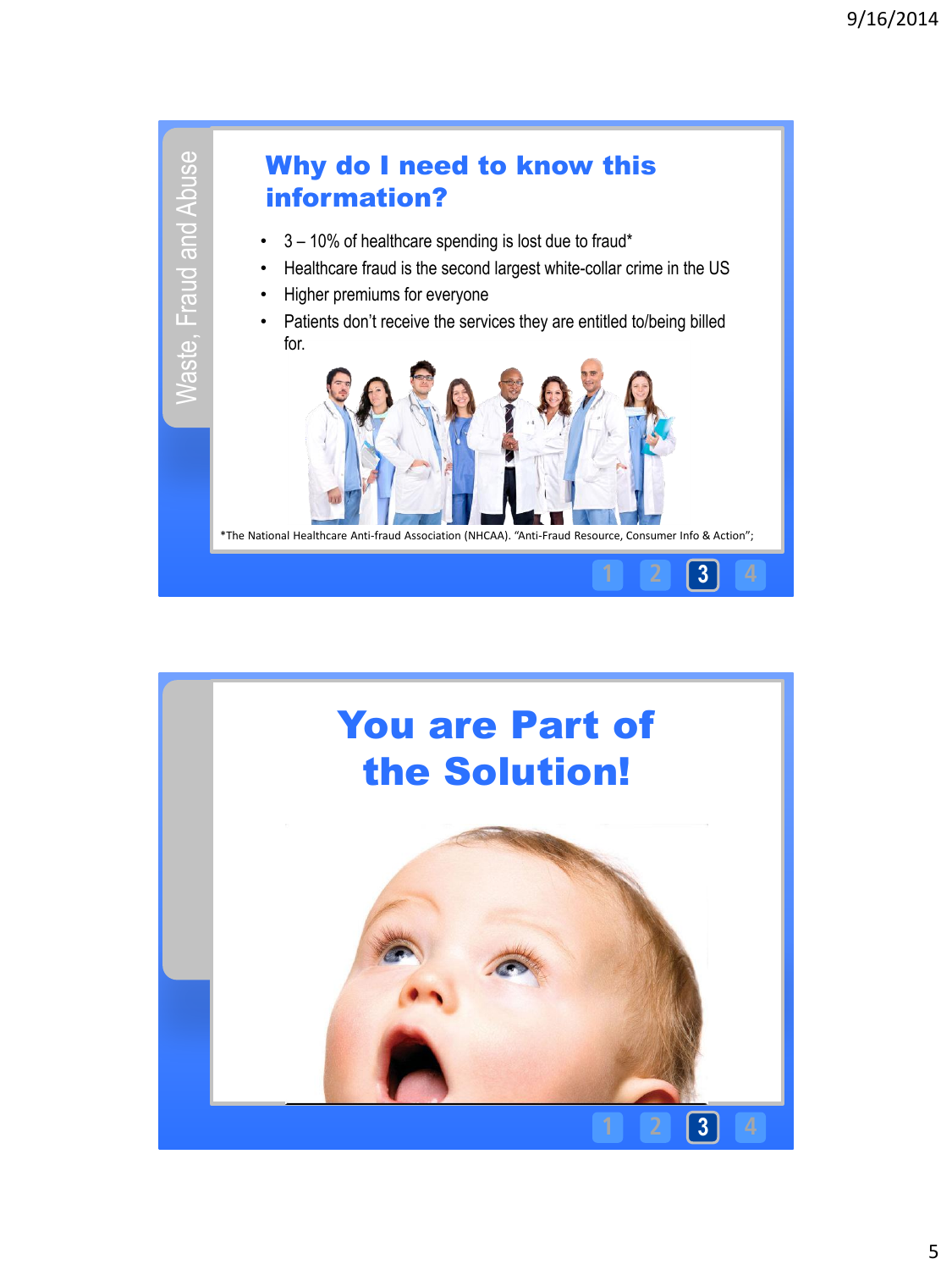Waste, Fraud and Abuse

## Why do I need to know this information?

- 3 – 10% of healthcare spending is lost due to fraud*
- Healthcare fraud is the second largest white-collar crime in the US
- Higher premiums for everyone
- Patients don't receive the services they are entitled to/being billed for.

*The National Healthcare Anti-fraud Association (NHCAA). "Anti-Fraud Resource, Consumer Info & Action";

## You are Part of the Solution!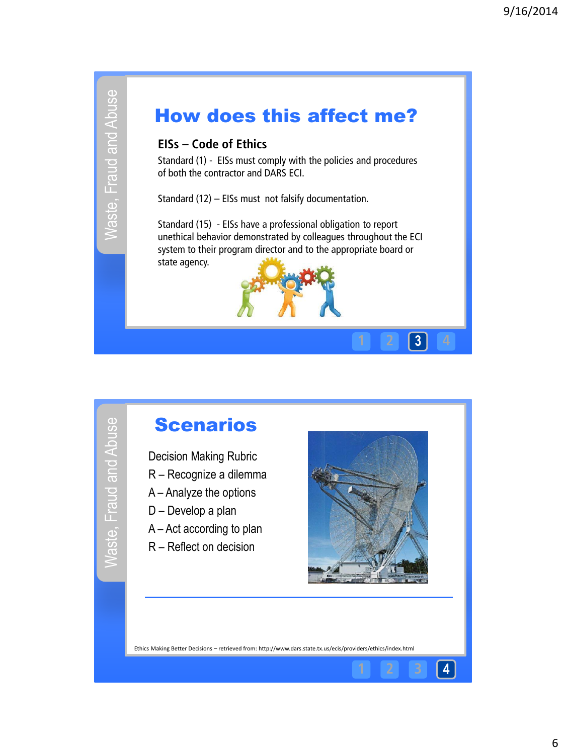## How does this affect me?

### EISs – Code of Ethics

Standard (1) - EISs must comply with the policies and procedures of both the contractor and DARS ECI.

Standard (12) – EISs must not falsify documentation.

Standard (15) - EISs have a professional obligation to report unethical behavior demonstrated by colleagues throughout the ECI system to their program director and to the appropriate board or state agency.

## Scenarios

Decision Making Rubric

R – Recognize a dilemma

A – Analyze the options

D – Develop a plan

A – Act according to plan

R – Reflect on decision

Ethics Making Better Decisions – retrieved from: http://www.dars.state.tx.us/ecis/providers/ethics/index.html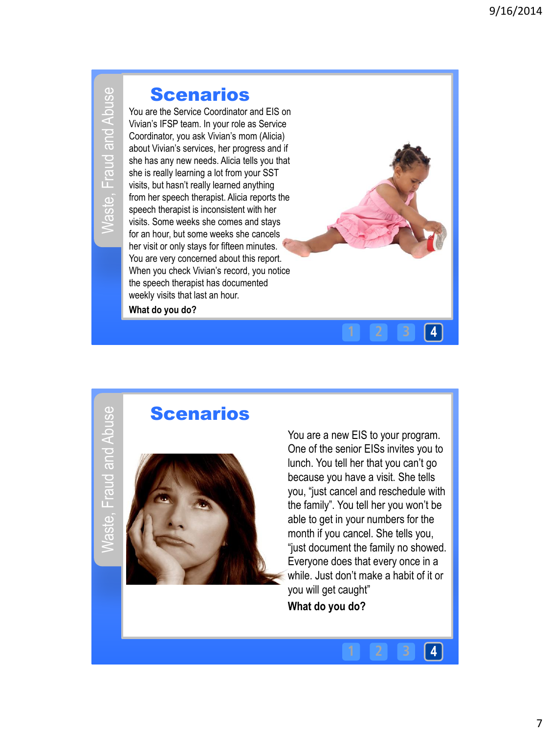## Scenarios

You are the Service Coordinator and EIS on Vivian's IFSP team. In your role as Service Coordinator, you ask Vivian's mom (Alicia) about Vivian's services, her progress and if she has any new needs. Alicia tells you that she is really learning a lot from your SST visits, but hasn't really learned anything from her speech therapist. Alicia reports the speech therapist is inconsistent with her visits. Some weeks she comes and stays for an hour, but some weeks she cancels her visit or only stays for fifteen minutes. You are very concerned about this report. When you check Vivian's record, you notice the speech therapist has documented weekly visits that last an hour.

**What do you do?**

## Scenarios

You are a new EIS to your program. One of the senior EISs invites you to lunch. You tell her that you can't go because you have a visit. She tells you, "just cancel and reschedule with the family". You tell her you won't be able to get in your numbers for the month if you cancel. She tells you, "just document the family no showed. Everyone does that every once in a while. Just don't make a habit of it or you will get caught"

**What do you do?**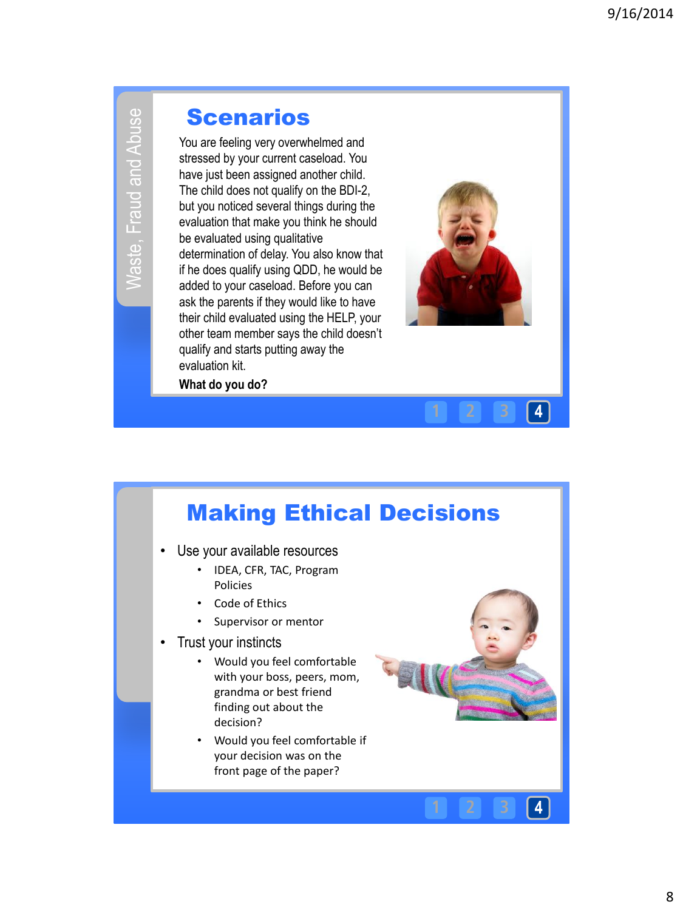## Scenarios

You are feeling very overwhelmed and stressed by your current caseload. You have just been assigned another child. The child does not qualify on the BDI-2, but you noticed several things during the evaluation that make you think he should be evaluated using qualitative determination of delay. You also know that if he does qualify using QDD, he would be added to your caseload. Before you can ask the parents if they would like to have their child evaluated using the HELP, your other team member says the child doesn't qualify and starts putting away the evaluation kit.

**What do you do?**

## Making Ethical Decisions

- Use your available resources
  - IDEA, CFR, TAC, Program Policies
  - Code of Ethics
  - Supervisor or mentor
- Trust your instincts
  - Would you feel comfortable with your boss, peers, mom, grandma or best friend finding out about the decision?
  - Would you feel comfortable if your decision was on the front page of the paper?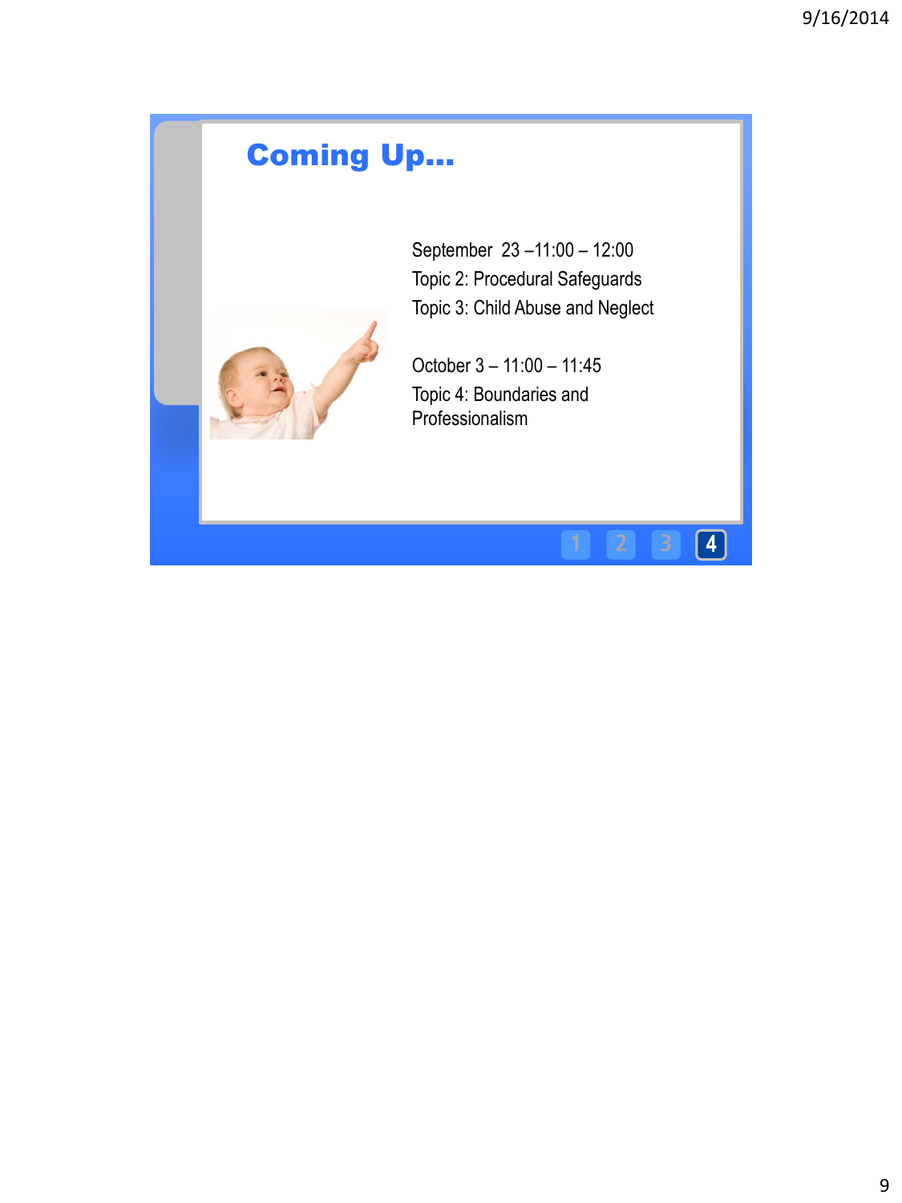## Coming Up…

September 23 –11:00 – 12:00

Topic 2: Procedural Safeguards

Topic 3: Child Abuse and Neglect

October 3 – 11:00 – 11:45

Topic 4: Boundaries and Professionalism